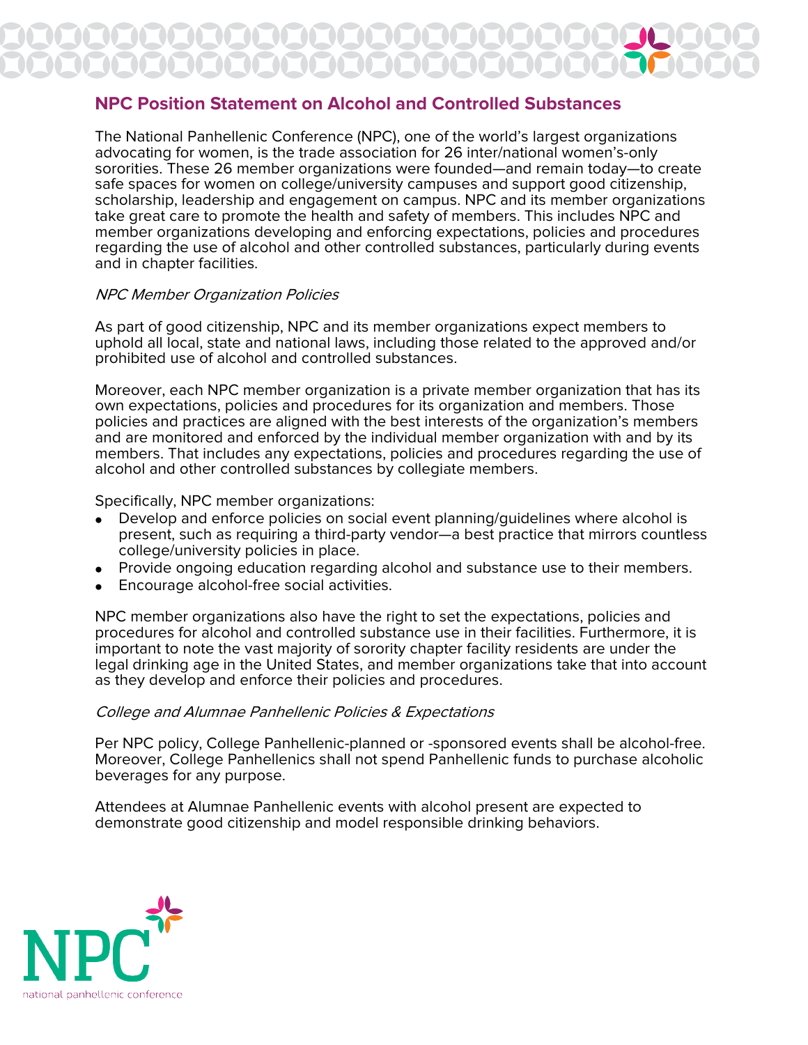# NPC Position Statement on Alcohol and Controlled Substances

The National Panhellenic Conference (NPC), one of the world's largest organizations advocating for women, is the trade association for 26 inter/national women's-only sororities. These 26 member organizations were founded—and remain today—to create safe spaces for women on college/university campuses and support good citizenship, scholarship, leadership and engagement on campus. NPC and its member organizations take great care to promote the health and safety of members. This includes NPC and member organizations developing and enforcing expectations, policies and procedures regarding the use of alcohol and other controlled substances, particularly during events and in chapter facilities.

*NPC Member Organization Policies*

As part of good citizenship, NPC and its member organizations expect members to uphold all local, state and national laws, including those related to the approved and/or prohibited use of alcohol and controlled substances.

Moreover, each NPC member organization is a private member organization that has its own expectations, policies and procedures for its organization and members. Those policies and practices are aligned with the best interests of the organization's members and are monitored and enforced by the individual member organization with and by its members. That includes any expectations, policies and procedures regarding the use of alcohol and other controlled substances by collegiate members.

Specifically, NPC member organizations:

- Develop and enforce policies on social event planning/guidelines where alcohol is present, such as requiring a third-party vendor—a best practice that mirrors countless college/university policies in place.
- Provide ongoing education regarding alcohol and substance use to their members.
- Encourage alcohol-free social activities.

NPC member organizations also have the right to set the expectations, policies and procedures for alcohol and controlled substance use in their facilities. Furthermore, it is important to note the vast majority of sorority chapter facility residents are under the legal drinking age in the United States, and member organizations take that into account as they develop and enforce their policies and procedures.

*College and Alumnae Panhellenic Policies & Expectations*

Per NPC policy, College Panhellenic-planned or -sponsored events shall be alcohol-free. Moreover, College Panhellenics shall not spend Panhellenic funds to purchase alcoholic beverages for any purpose.

Attendees at Alumnae Panhellenic events with alcohol present are expected to demonstrate good citizenship and model responsible drinking behaviors.

NPC
national panhellenic conference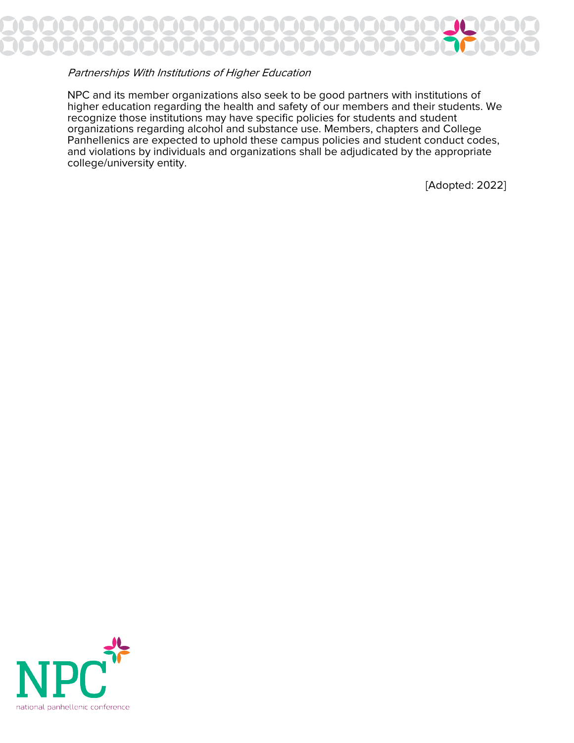*Partnerships With Institutions of Higher Education*

NPC and its member organizations also seek to be good partners with institutions of higher education regarding the health and safety of our members and their students. We recognize those institutions may have specific policies for students and student organizations regarding alcohol and substance use. Members, chapters and College Panhellenics are expected to uphold these campus policies and student conduct codes, and violations by individuals and organizations shall be adjudicated by the appropriate college/university entity.

[Adopted: 2022]